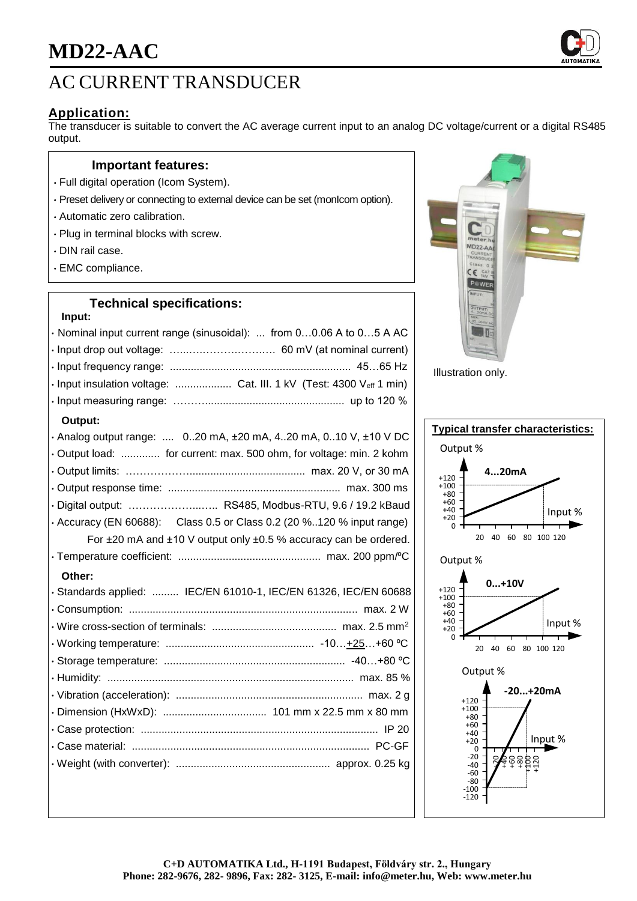# MD22-AAC

## AC CURRENT TRANSDUCER

### Application:

The transducer is suitable to convert the AC average current input to an analog DC voltage/current or a digital RS485 output.

### Important features:

- Full digital operation (Icom System).
- Preset delivery or connecting to external device can be set (monIcom option).
- Automatic zero calibration.
- Plug in terminal blocks with screw.
- DIN rail case.
- EMC compliance.

### Technical specifications:

**Input:**

- Nominal input current range (sinusoidal): ... from 0…0.06 A to 0…5 A AC
- Input drop out voltage: ….……………….…. 60 mV (at nominal current)
- Input frequency range: ............................................................. 45…65 Hz
- Input insulation voltage: ................... Cat. III. 1 kV (Test: 4300 $V_{eff}$ 1 min)
- Input measuring range: ………............................................... up to 120 %

**Output:**

- Analog output range: .... 0..20 mA, ±20 mA, 4..20 mA, 0..10 V, ±10 V DC
- Output load: ............. for current: max. 500 ohm, for voltage: min. 2 kohm
- Output limits: ……………….................................... max. 20 V, or 30 mA
- Output response time: ......................................................... max. 300 ms
- Digital output: ………………...….. RS485, Modbus-RTU, 9.6 / 19.2 kBaud
- Accuracy (EN 60688): Class 0.5 or Class 0.2 (20 %..120 % input range)
  For ±20 mA and ±10 V output only ±0.5 % accuracy can be ordered.
- Temperature coefficient: ................................................ max. 200 ppm/ºC

**Other:**

- Standards applied: ......... IEC/EN 61010-1, IEC/EN 61326, IEC/EN 60688
- Consumption: ............................................................................. max. 2 W
- Wire cross-section of terminals: .......................................... max. 2.5 mm²
- Working temperature: .................................................. -10…+25…+60 ºC
- Storage temperature: ............................................................. -40…+80 ºC
- Humidity: ................................................................................... max. 85 %
- Vibration (acceleration): ............................................................... max. 2 g
- Dimension (HxWxD): ................................... 101 mm x 22.5 mm x 80 mm
- Case protection: ................................................................................ IP 20
- Case material: ................................................................................ PC-GF
- Weight (with converter): .................................................... approx. 0.25 kg

Illustration only.

### Typical transfer characteristics:

4...20mA (Output % vs Input %)

0...+10V (Output % vs Input %)

-20...+20mA (Output % vs Input %)

C+D AUTOMATIKA Ltd., H-1191 Budapest, Földváry str. 2., Hungary
Phone: 282-9676, 282- 9896, Fax: 282- 3125, E-mail: info@meter.hu, Web: www.meter.hu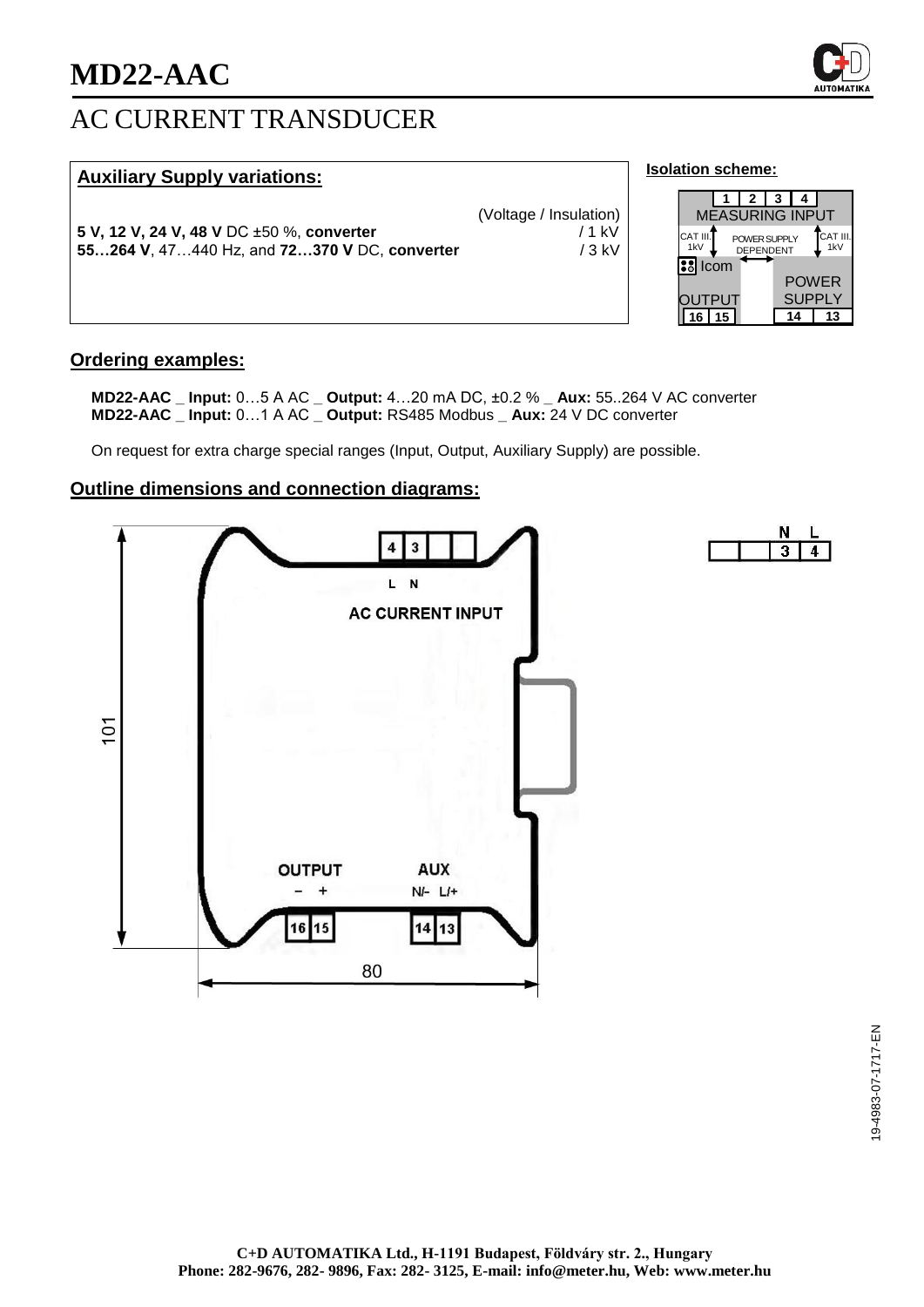# MD22-AAC

## AC CURRENT TRANSDUCER

### Auxiliary Supply variations:

| | (Voltage / Insulation) |
|---|---|
| **5 V, 12 V, 24 V, 48 V** DC ±50 %, **converter** | / 1 kV |
| **55…264 V**, 47…440 Hz, and **72…370 V** DC, **converter** | / 3 kV |

### Isolation scheme:

1 2 3 4
MEASURING INPUT
CAT III. 1kV
POWER SUPPLY DEPENDENT
CAT III. 1kV
Icom
OUTPUT
16 15
POWER SUPPLY
14 13

### Ordering examples:

**MD22-AAC _ Input:** 0…5 A AC _ **Output:** 4…20 mA DC, ±0.2 % _ **Aux:** 55..264 V AC converter
**MD22-AAC _ Input:** 0…1 A AC _ **Output:** RS485 Modbus _ **Aux:** 24 V DC converter

On request for extra charge special ranges (Input, Output, Auxiliary Supply) are possible.

### Outline dimensions and connection diagrams:

4 3
L N
AC CURRENT INPUT
101
OUTPUT
– +
16 15
AUX
N/- L/+
14 13
80

N L
3 4

19-4983-07-1717-EN

C+D AUTOMATIKA Ltd., H-1191 Budapest, Földváry str. 2., Hungary
Phone: 282-9676, 282- 9896, Fax: 282- 3125, E-mail: info@meter.hu, Web: www.meter.hu